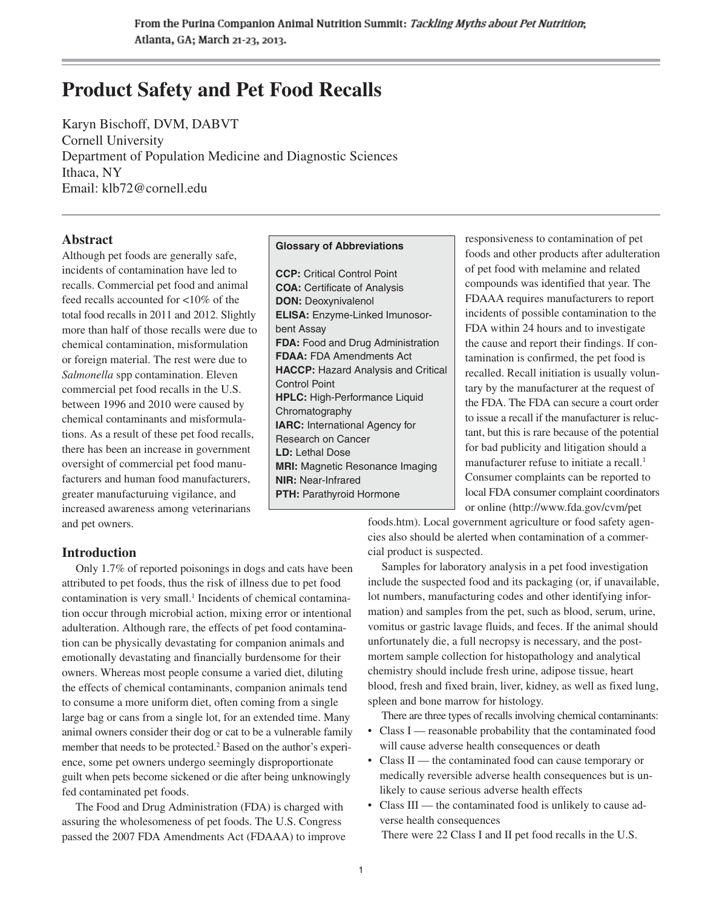From the Purina Companion Animal Nutrition Summit: *Tackling Myths about Pet Nutrition*; Atlanta, GA; March 21-23, 2013.

# Product Safety and Pet Food Recalls

Karyn Bischoff, DVM, DABVT
Cornell University
Department of Population Medicine and Diagnostic Sciences
Ithaca, NY
Email: klb72@cornell.edu

## Abstract

Although pet foods are generally safe, incidents of contamination have led to recalls. Commercial pet food and animal feed recalls accounted for <10% of the total food recalls in 2011 and 2012. Slightly more than half of those recalls were due to chemical contamination, misformulation or foreign material. The rest were due to *Salmonella* spp contamination. Eleven commercial pet food recalls in the U.S. between 1996 and 2010 were caused by chemical contaminants and misformulations. As a result of these pet food recalls, there has been an increase in government oversight of commercial pet food manufacturers and human food manufacturers, greater manufacturuing vigilance, and increased awareness among veterinarians and pet owners.

**Glossary of Abbreviations**

**CCP:** Critical Control Point
**COA:** Certificate of Analysis
**DON:** Deoxynivalenol
**ELISA:** Enzyme-Linked Imunosorbent Assay
**FDA:** Food and Drug Administration
**FDAA:** FDA Amendments Act
**HACCP:** Hazard Analysis and Critical Control Point
**HPLC:** High-Performance Liquid Chromatography
**IARC:** International Agency for Research on Cancer
**LD:** Lethal Dose
**MRI:** Magnetic Resonance Imaging
**NIR:** Near-Infrared
**PTH:** Parathyroid Hormone

## Introduction

Only 1.7% of reported poisonings in dogs and cats have been attributed to pet foods, thus the risk of illness due to pet food contamination is very small.[1] Incidents of chemical contamination occur through microbial action, mixing error or intentional adulteration. Although rare, the effects of pet food contamination can be physically devastating for companion animals and emotionally devastating and financially burdensome for their owners. Whereas most people consume a varied diet, diluting the effects of chemical contaminants, companion animals tend to consume a more uniform diet, often coming from a single large bag or cans from a single lot, for an extended time. Many animal owners consider their dog or cat to be a vulnerable family member that needs to be protected.[2] Based on the author's experience, some pet owners undergo seemingly disproportionate guilt when pets become sickened or die after being unknowingly fed contaminated pet foods.

The Food and Drug Administration (FDA) is charged with assuring the wholesomeness of pet foods. The U.S. Congress passed the 2007 FDA Amendments Act (FDAAA) to improve responsiveness to contamination of pet foods and other products after adulteration of pet food with melamine and related compounds was identified that year. The FDAAA requires manufacturers to report incidents of possible contamination to the FDA within 24 hours and to investigate the cause and report their findings. If contamination is confirmed, the pet food is recalled. Recall initiation is usually voluntary by the manufacturer at the request of the FDA. The FDA can secure a court order to issue a recall if the manufacturer is reluctant, but this is rare because of the potential for bad publicity and litigation should a manufacturer refuse to initiate a recall.[1] Consumer complaints can be reported to local FDA consumer complaint coordinators or online (http://www.fda.gov/cvm/petfoods.htm). Local government agriculture or food safety agencies also should be alerted when contamination of a commercial product is suspected.

Samples for laboratory analysis in a pet food investigation include the suspected food and its packaging (or, if unavailable, lot numbers, manufacturing codes and other identifying information) and samples from the pet, such as blood, serum, urine, vomitus or gastric lavage fluids, and feces. If the animal should unfortunately die, a full necropsy is necessary, and the post-mortem sample collection for histopathology and analytical chemistry should include fresh urine, adipose tissue, heart blood, fresh and fixed brain, liver, kidney, as well as fixed lung, spleen and bone marrow for histology.

There are three types of recalls involving chemical contaminants:

- Class I — reasonable probability that the contaminated food will cause adverse health consequences or death
- Class II — the contaminated food can cause temporary or medically reversible adverse health consequences but is unlikely to cause serious adverse health effects
- Class III — the contaminated food is unlikely to cause adverse health consequences

There were 22 Class I and II pet food recalls in the U.S.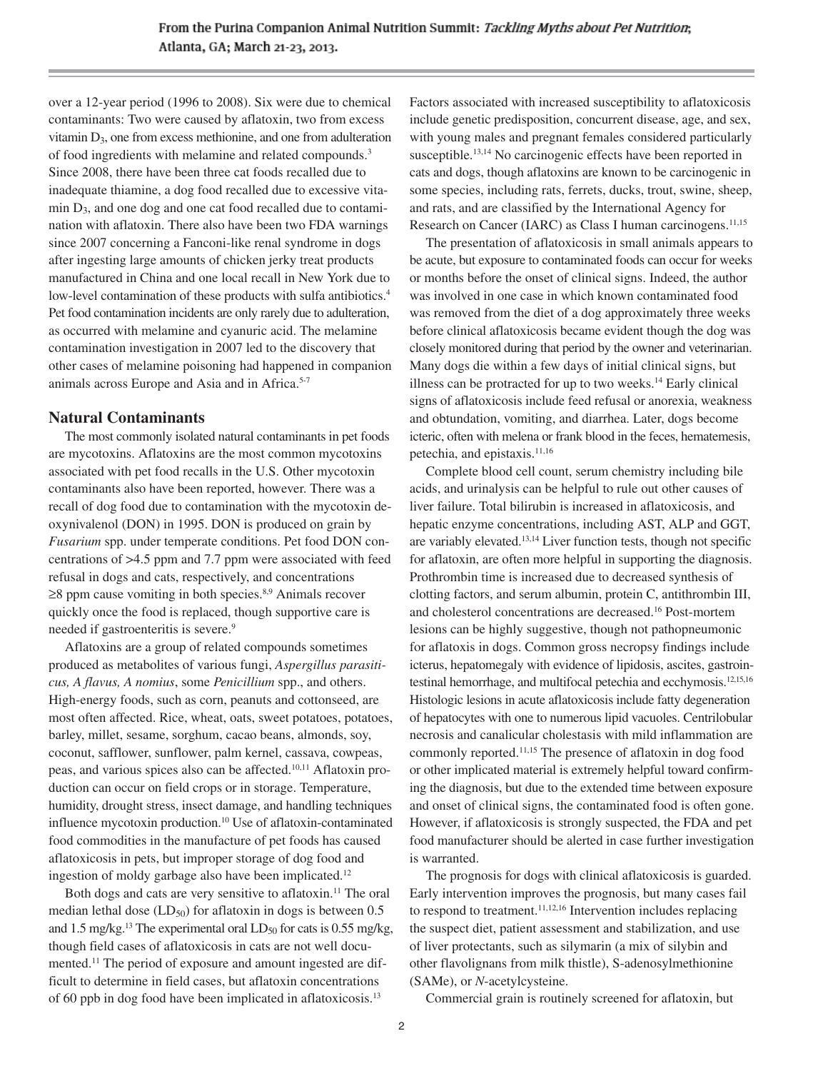over a 12-year period (1996 to 2008). Six were due to chemical contaminants: Two were caused by aflatoxin, two from excess vitamin $D_3$, one from excess methionine, and one from adulteration of food ingredients with melamine and related compounds.[3] Since 2008, there have been three cat foods recalled due to inadequate thiamine, a dog food recalled due to excessive vitamin $D_3$, and one dog and one cat food recalled due to contamination with aflatoxin. There also have been two FDA warnings since 2007 concerning a Fanconi-like renal syndrome in dogs after ingesting large amounts of chicken jerky treat products manufactured in China and one local recall in New York due to low-level contamination of these products with sulfa antibiotics.[4] Pet food contamination incidents are only rarely due to adulteration, as occurred with melamine and cyanuric acid. The melamine contamination investigation in 2007 led to the discovery that other cases of melamine poisoning had happened in companion animals across Europe and Asia and in Africa.[5-7]

## Natural Contaminants

The most commonly isolated natural contaminants in pet foods are mycotoxins. Aflatoxins are the most common mycotoxins associated with pet food recalls in the U.S. Other mycotoxin contaminants also have been reported, however. There was a recall of dog food due to contamination with the mycotoxin deoxynivalenol (DON) in 1995. DON is produced on grain by *Fusarium* spp. under temperate conditions. Pet food DON concentrations of >4.5 ppm and 7.7 ppm were associated with feed refusal in dogs and cats, respectively, and concentrations ≥8 ppm cause vomiting in both species.[8,9] Animals recover quickly once the food is replaced, though supportive care is needed if gastroenteritis is severe.[9]

Aflatoxins are a group of related compounds sometimes produced as metabolites of various fungi, *Aspergillus parasiticus, A flavus, A nomius*, some *Penicillium* spp., and others. High-energy foods, such as corn, peanuts and cottonseed, are most often affected. Rice, wheat, oats, sweet potatoes, potatoes, barley, millet, sesame, sorghum, cacao beans, almonds, soy, coconut, safflower, sunflower, palm kernel, cassava, cowpeas, peas, and various spices also can be affected.[10,11] Aflatoxin production can occur on field crops or in storage. Temperature, humidity, drought stress, insect damage, and handling techniques influence mycotoxin production.[10] Use of aflatoxin-contaminated food commodities in the manufacture of pet foods has caused aflatoxicosis in pets, but improper storage of dog food and ingestion of moldy garbage also have been implicated.[12]

Both dogs and cats are very sensitive to aflatoxin.[11] The oral median lethal dose ($LD_{50}$) for aflatoxin in dogs is between 0.5 and 1.5 mg/kg.[13] The experimental oral $LD_{50}$ for cats is 0.55 mg/kg, though field cases of aflatoxicosis in cats are not well documented.[11] The period of exposure and amount ingested are difficult to determine in field cases, but aflatoxin concentrations of 60 ppb in dog food have been implicated in aflatoxicosis.[13]

Factors associated with increased susceptibility to aflatoxicosis include genetic predisposition, concurrent disease, age, and sex, with young males and pregnant females considered particularly susceptible.[13,14] No carcinogenic effects have been reported in cats and dogs, though aflatoxins are known to be carcinogenic in some species, including rats, ferrets, ducks, trout, swine, sheep, and rats, and are classified by the International Agency for Research on Cancer (IARC) as Class I human carcinogens.[11,15]

The presentation of aflatoxicosis in small animals appears to be acute, but exposure to contaminated foods can occur for weeks or months before the onset of clinical signs. Indeed, the author was involved in one case in which known contaminated food was removed from the diet of a dog approximately three weeks before clinical aflatoxicosis became evident though the dog was closely monitored during that period by the owner and veterinarian. Many dogs die within a few days of initial clinical signs, but illness can be protracted for up to two weeks.[14] Early clinical signs of aflatoxicosis include feed refusal or anorexia, weakness and obtundation, vomiting, and diarrhea. Later, dogs become icteric, often with melena or frank blood in the feces, hematemesis, petechia, and epistaxis.[11,16]

Complete blood cell count, serum chemistry including bile acids, and urinalysis can be helpful to rule out other causes of liver failure. Total bilirubin is increased in aflatoxicosis, and hepatic enzyme concentrations, including AST, ALP and GGT, are variably elevated.[13,14] Liver function tests, though not specific for aflatoxin, are often more helpful in supporting the diagnosis. Prothrombin time is increased due to decreased synthesis of clotting factors, and serum albumin, protein C, antithrombin III, and cholesterol concentrations are decreased.[16] Post-mortem lesions can be highly suggestive, though not pathopneumonic for aflatoxis in dogs. Common gross necropsy findings include icterus, hepatomegaly with evidence of lipidosis, ascites, gastrointestinal hemorrhage, and multifocal petechia and ecchymosis.[12,15,16] Histologic lesions in acute aflatoxicosis include fatty degeneration of hepatocytes with one to numerous lipid vacuoles. Centrilobular necrosis and canalicular cholestasis with mild inflammation are commonly reported.[11,15] The presence of aflatoxin in dog food or other implicated material is extremely helpful toward confirming the diagnosis, but due to the extended time between exposure and onset of clinical signs, the contaminated food is often gone. However, if aflatoxicosis is strongly suspected, the FDA and pet food manufacturer should be alerted in case further investigation is warranted.

The prognosis for dogs with clinical aflatoxicosis is guarded. Early intervention improves the prognosis, but many cases fail to respond to treatment.[11,12,16] Intervention includes replacing the suspect diet, patient assessment and stabilization, and use of liver protectants, such as silymarin (a mix of silybin and other flavolignans from milk thistle), S-adenosylmethionine (SAMe), or *N*-acetylcysteine.

Commercial grain is routinely screened for aflatoxin, but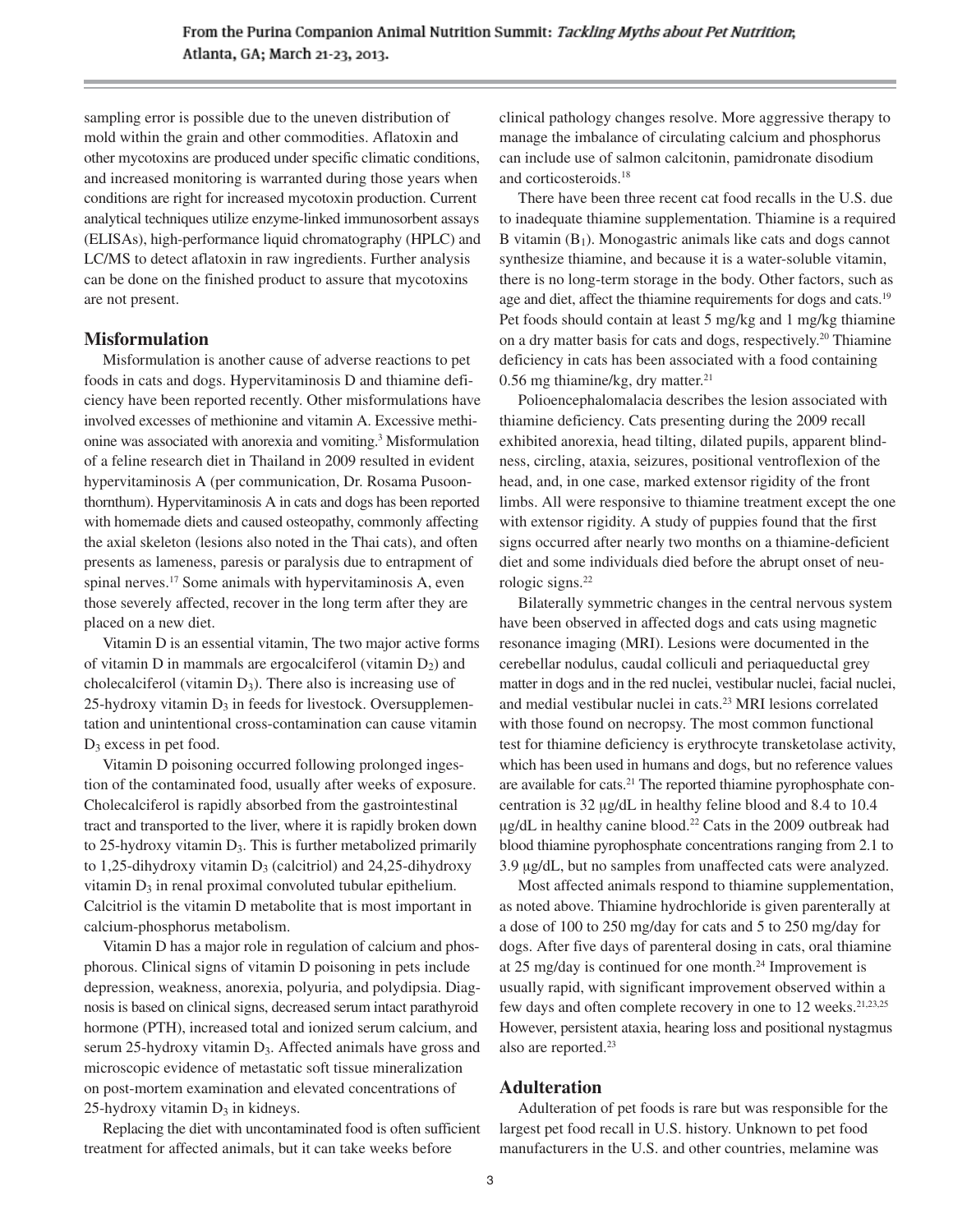sampling error is possible due to the uneven distribution of mold within the grain and other commodities. Aflatoxin and other mycotoxins are produced under specific climatic conditions, and increased monitoring is warranted during those years when conditions are right for increased mycotoxin production. Current analytical techniques utilize enzyme-linked immunosorbent assays (ELISAs), high-performance liquid chromatography (HPLC) and LC/MS to detect aflatoxin in raw ingredients. Further analysis can be done on the finished product to assure that mycotoxins are not present.

## Misformulation

Misformulation is another cause of adverse reactions to pet foods in cats and dogs. Hypervitaminosis D and thiamine deficiency have been reported recently. Other misformulations have involved excesses of methionine and vitamin A. Excessive methionine was associated with anorexia and vomiting.[3] Misformulation of a feline research diet in Thailand in 2009 resulted in evident hypervitaminosis A (per communication, Dr. Rosama Pusoonthornthum). Hypervitaminosis A in cats and dogs has been reported with homemade diets and caused osteopathy, commonly affecting the axial skeleton (lesions also noted in the Thai cats), and often presents as lameness, paresis or paralysis due to entrapment of spinal nerves.[17] Some animals with hypervitaminosis A, even those severely affected, recover in the long term after they are placed on a new diet.

Vitamin D is an essential vitamin, The two major active forms of vitamin D in mammals are ergocalciferol (vitamin $D_2$) and cholecalciferol (vitamin $D_3$). There also is increasing use of 25-hydroxy vitamin $D_3$ in feeds for livestock. Oversupplementation and unintentional cross-contamination can cause vitamin $D_3$ excess in pet food.

Vitamin D poisoning occurred following prolonged ingestion of the contaminated food, usually after weeks of exposure. Cholecalciferol is rapidly absorbed from the gastrointestinal tract and transported to the liver, where it is rapidly broken down to 25-hydroxy vitamin $D_3$. This is further metabolized primarily to 1,25-dihydroxy vitamin $D_3$ (calcitriol) and 24,25-dihydroxy vitamin $D_3$ in renal proximal convoluted tubular epithelium. Calcitriol is the vitamin D metabolite that is most important in calcium-phosphorus metabolism.

Vitamin D has a major role in regulation of calcium and phosphorous. Clinical signs of vitamin D poisoning in pets include depression, weakness, anorexia, polyuria, and polydipsia. Diagnosis is based on clinical signs, decreased serum intact parathyroid hormone (PTH), increased total and ionized serum calcium, and serum 25-hydroxy vitamin $D_3$. Affected animals have gross and microscopic evidence of metastatic soft tissue mineralization on post-mortem examination and elevated concentrations of 25-hydroxy vitamin $D_3$ in kidneys.

Replacing the diet with uncontaminated food is often sufficient treatment for affected animals, but it can take weeks before clinical pathology changes resolve. More aggressive therapy to manage the imbalance of circulating calcium and phosphorus can include use of salmon calcitonin, pamidronate disodium and corticosteroids.[18]

There have been three recent cat food recalls in the U.S. due to inadequate thiamine supplementation. Thiamine is a required B vitamin ($B_1$). Monogastric animals like cats and dogs cannot synthesize thiamine, and because it is a water-soluble vitamin, there is no long-term storage in the body. Other factors, such as age and diet, affect the thiamine requirements for dogs and cats.[19] Pet foods should contain at least 5 mg/kg and 1 mg/kg thiamine on a dry matter basis for cats and dogs, respectively.[20] Thiamine deficiency in cats has been associated with a food containing 0.56 mg thiamine/kg, dry matter.[21]

Polioencephalomalacia describes the lesion associated with thiamine deficiency. Cats presenting during the 2009 recall exhibited anorexia, head tilting, dilated pupils, apparent blindness, circling, ataxia, seizures, positional ventroflexion of the head, and, in one case, marked extensor rigidity of the front limbs. All were responsive to thiamine treatment except the one with extensor rigidity. A study of puppies found that the first signs occurred after nearly two months on a thiamine-deficient diet and some individuals died before the abrupt onset of neurologic signs.[22]

Bilaterally symmetric changes in the central nervous system have been observed in affected dogs and cats using magnetic resonance imaging (MRI). Lesions were documented in the cerebellar nodulus, caudal colliculi and periaqueductal grey matter in dogs and in the red nuclei, vestibular nuclei, facial nuclei, and medial vestibular nuclei in cats.[23] MRI lesions correlated with those found on necropsy. The most common functional test for thiamine deficiency is erythrocyte transketolase activity, which has been used in humans and dogs, but no reference values are available for cats.[21] The reported thiamine pyrophosphate concentration is 32 μg/dL in healthy feline blood and 8.4 to 10.4 μg/dL in healthy canine blood.[22] Cats in the 2009 outbreak had blood thiamine pyrophosphate concentrations ranging from 2.1 to 3.9 μg/dL, but no samples from unaffected cats were analyzed.

Most affected animals respond to thiamine supplementation, as noted above. Thiamine hydrochloride is given parenterally at a dose of 100 to 250 mg/day for cats and 5 to 250 mg/day for dogs. After five days of parenteral dosing in cats, oral thiamine at 25 mg/day is continued for one month.[24] Improvement is usually rapid, with significant improvement observed within a few days and often complete recovery in one to 12 weeks.[21,23,25] However, persistent ataxia, hearing loss and positional nystagmus also are reported.[23]

## Adulteration

Adulteration of pet foods is rare but was responsible for the largest pet food recall in U.S. history. Unknown to pet food manufacturers in the U.S. and other countries, melamine was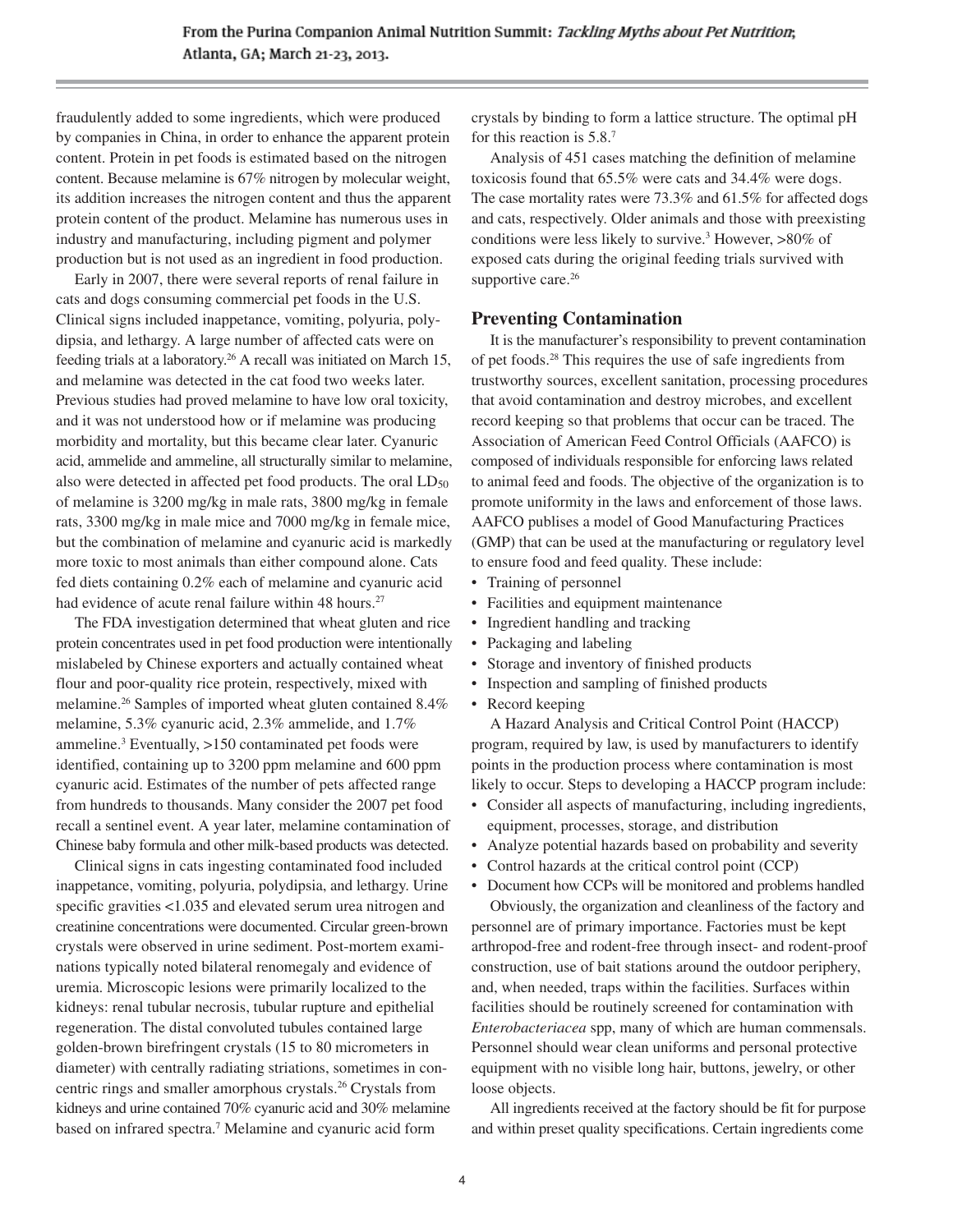fraudulently added to some ingredients, which were produced by companies in China, in order to enhance the apparent protein content. Protein in pet foods is estimated based on the nitrogen content. Because melamine is 67% nitrogen by molecular weight, its addition increases the nitrogen content and thus the apparent protein content of the product. Melamine has numerous uses in industry and manufacturing, including pigment and polymer production but is not used as an ingredient in food production.

Early in 2007, there were several reports of renal failure in cats and dogs consuming commercial pet foods in the U.S. Clinical signs included inappetance, vomiting, polyuria, polydipsia, and lethargy. A large number of affected cats were on feeding trials at a laboratory.[26] A recall was initiated on March 15, and melamine was detected in the cat food two weeks later. Previous studies had proved melamine to have low oral toxicity, and it was not understood how or if melamine was producing morbidity and mortality, but this became clear later. Cyanuric acid, ammelide and ammeline, all structurally similar to melamine, also were detected in affected pet food products. The oral $LD_{50}$ of melamine is 3200 mg/kg in male rats, 3800 mg/kg in female rats, 3300 mg/kg in male mice and 7000 mg/kg in female mice, but the combination of melamine and cyanuric acid is markedly more toxic to most animals than either compound alone. Cats fed diets containing 0.2% each of melamine and cyanuric acid had evidence of acute renal failure within 48 hours.[27]

The FDA investigation determined that wheat gluten and rice protein concentrates used in pet food production were intentionally mislabeled by Chinese exporters and actually contained wheat flour and poor-quality rice protein, respectively, mixed with melamine.[26] Samples of imported wheat gluten contained 8.4% melamine, 5.3% cyanuric acid, 2.3% ammelide, and 1.7% ammeline.[3] Eventually, >150 contaminated pet foods were identified, containing up to 3200 ppm melamine and 600 ppm cyanuric acid. Estimates of the number of pets affected range from hundreds to thousands. Many consider the 2007 pet food recall a sentinel event. A year later, melamine contamination of Chinese baby formula and other milk-based products was detected.

Clinical signs in cats ingesting contaminated food included inappetance, vomiting, polyuria, polydipsia, and lethargy. Urine specific gravities <1.035 and elevated serum urea nitrogen and creatinine concentrations were documented. Circular green-brown crystals were observed in urine sediment. Post-mortem examinations typically noted bilateral renomegaly and evidence of uremia. Microscopic lesions were primarily localized to the kidneys: renal tubular necrosis, tubular rupture and epithelial regeneration. The distal convoluted tubules contained large golden-brown birefringent crystals (15 to 80 micrometers in diameter) with centrally radiating striations, sometimes in concentric rings and smaller amorphous crystals.[26] Crystals from kidneys and urine contained 70% cyanuric acid and 30% melamine based on infrared spectra.[7] Melamine and cyanuric acid form crystals by binding to form a lattice structure. The optimal pH for this reaction is 5.8.[7]

Analysis of 451 cases matching the definition of melamine toxicosis found that 65.5% were cats and 34.4% were dogs. The case mortality rates were 73.3% and 61.5% for affected dogs and cats, respectively. Older animals and those with preexisting conditions were less likely to survive.[3] However, >80% of exposed cats during the original feeding trials survived with supportive care.[26]

## Preventing Contamination

It is the manufacturer's responsibility to prevent contamination of pet foods.[28] This requires the use of safe ingredients from trustworthy sources, excellent sanitation, processing procedures that avoid contamination and destroy microbes, and excellent record keeping so that problems that occur can be traced. The Association of American Feed Control Officials (AAFCO) is composed of individuals responsible for enforcing laws related to animal feed and foods. The objective of the organization is to promote uniformity in the laws and enforcement of those laws. AAFCO publises a model of Good Manufacturing Practices (GMP) that can be used at the manufacturing or regulatory level to ensure food and feed quality. These include:

- Training of personnel
- Facilities and equipment maintenance
- Ingredient handling and tracking
- Packaging and labeling
- Storage and inventory of finished products
- Inspection and sampling of finished products
- Record keeping

A Hazard Analysis and Critical Control Point (HACCP) program, required by law, is used by manufacturers to identify points in the production process where contamination is most likely to occur. Steps to developing a HACCP program include:

- Consider all aspects of manufacturing, including ingredients, equipment, processes, storage, and distribution
- Analyze potential hazards based on probability and severity
- Control hazards at the critical control point (CCP)
- Document how CCPs will be monitored and problems handled

Obviously, the organization and cleanliness of the factory and personnel are of primary importance. Factories must be kept arthropod-free and rodent-free through insect- and rodent-proof construction, use of bait stations around the outdoor periphery, and, when needed, traps within the facilities. Surfaces within facilities should be routinely screened for contamination with *Enterobacteriacea* spp, many of which are human commensals. Personnel should wear clean uniforms and personal protective equipment with no visible long hair, buttons, jewelry, or other loose objects.

All ingredients received at the factory should be fit for purpose and within preset quality specifications. Certain ingredients come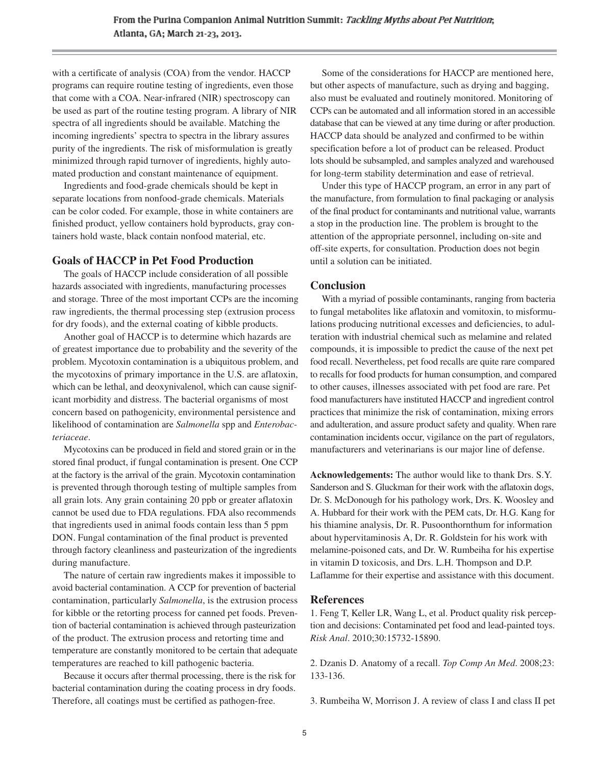with a certificate of analysis (COA) from the vendor. HACCP programs can require routine testing of ingredients, even those that come with a COA. Near-infrared (NIR) spectroscopy can be used as part of the routine testing program. A library of NIR spectra of all ingredients should be available. Matching the incoming ingredients' spectra to spectra in the library assures purity of the ingredients. The risk of misformulation is greatly minimized through rapid turnover of ingredients, highly automated production and constant maintenance of equipment.

Ingredients and food-grade chemicals should be kept in separate locations from nonfood-grade chemicals. Materials can be color coded. For example, those in white containers are finished product, yellow containers hold byproducts, gray containers hold waste, black contain nonfood material, etc.

## Goals of HACCP in Pet Food Production

The goals of HACCP include consideration of all possible hazards associated with ingredients, manufacturing processes and storage. Three of the most important CCPs are the incoming raw ingredients, the thermal processing step (extrusion process for dry foods), and the external coating of kibble products.

Another goal of HACCP is to determine which hazards are of greatest importance due to probability and the severity of the problem. Mycotoxin contamination is a ubiquitous problem, and the mycotoxins of primary importance in the U.S. are aflatoxin, which can be lethal, and deoxynivalenol, which can cause significant morbidity and distress. The bacterial organisms of most concern based on pathogenicity, environmental persistence and likelihood of contamination are *Salmonella* spp and *Enterobacteriaceae*.

Mycotoxins can be produced in field and stored grain or in the stored final product, if fungal contamination is present. One CCP at the factory is the arrival of the grain. Mycotoxin contamination is prevented through thorough testing of multiple samples from all grain lots. Any grain containing 20 ppb or greater aflatoxin cannot be used due to FDA regulations. FDA also recommends that ingredients used in animal foods contain less than 5 ppm DON. Fungal contamination of the final product is prevented through factory cleanliness and pasteurization of the ingredients during manufacture.

The nature of certain raw ingredients makes it impossible to avoid bacterial contamination. A CCP for prevention of bacterial contamination, particularly *Salmonella*, is the extrusion process for kibble or the retorting process for canned pet foods. Prevention of bacterial contamination is achieved through pasteurization of the product. The extrusion process and retorting time and temperature are constantly monitored to be certain that adequate temperatures are reached to kill pathogenic bacteria.

Because it occurs after thermal processing, there is the risk for bacterial contamination during the coating process in dry foods. Therefore, all coatings must be certified as pathogen-free.

Some of the considerations for HACCP are mentioned here, but other aspects of manufacture, such as drying and bagging, also must be evaluated and routinely monitored. Monitoring of CCPs can be automated and all information stored in an accessible database that can be viewed at any time during or after production. HACCP data should be analyzed and confirmed to be within specification before a lot of product can be released. Product lots should be subsampled, and samples analyzed and warehoused for long-term stability determination and ease of retrieval.

Under this type of HACCP program, an error in any part of the manufacture, from formulation to final packaging or analysis of the final product for contaminants and nutritional value, warrants a stop in the production line. The problem is brought to the attention of the appropriate personnel, including on-site and off-site experts, for consultation. Production does not begin until a solution can be initiated.

## Conclusion

With a myriad of possible contaminants, ranging from bacteria to fungal metabolites like aflatoxin and vomitoxin, to misformulations producing nutritional excesses and deficiencies, to adulteration with industrial chemical such as melamine and related compounds, it is impossible to predict the cause of the next pet food recall. Nevertheless, pet food recalls are quite rare compared to recalls for food products for human consumption, and compared to other causes, illnesses associated with pet food are rare. Pet food manufacturers have instituted HACCP and ingredient control practices that minimize the risk of contamination, mixing errors and adulteration, and assure product safety and quality. When rare contamination incidents occur, vigilance on the part of regulators, manufacturers and veterinarians is our major line of defense.

**Acknowledgements:** The author would like to thank Drs. S.Y. Sanderson and S. Gluckman for their work with the aflatoxin dogs, Dr. S. McDonough for his pathology work, Drs. K. Woosley and A. Hubbard for their work with the PEM cats, Dr. H.G. Kang for his thiamine analysis, Dr. R. Pusoonthornthum for information about hypervitaminosis A, Dr. R. Goldstein for his work with melamine-poisoned cats, and Dr. W. Rumbeiha for his expertise in vitamin D toxicosis, and Drs. L.H. Thompson and D.P. Laflamme for their expertise and assistance with this document.

## References

1. Feng T, Keller LR, Wang L, et al. Product quality risk perception and decisions: Contaminated pet food and lead-painted toys. *Risk Anal*. 2010;30:15732-15890.

2. Dzanis D. Anatomy of a recall. *Top Comp An Med*. 2008;23: 133-136.

3. Rumbeiha W, Morrison J. A review of class I and class II pet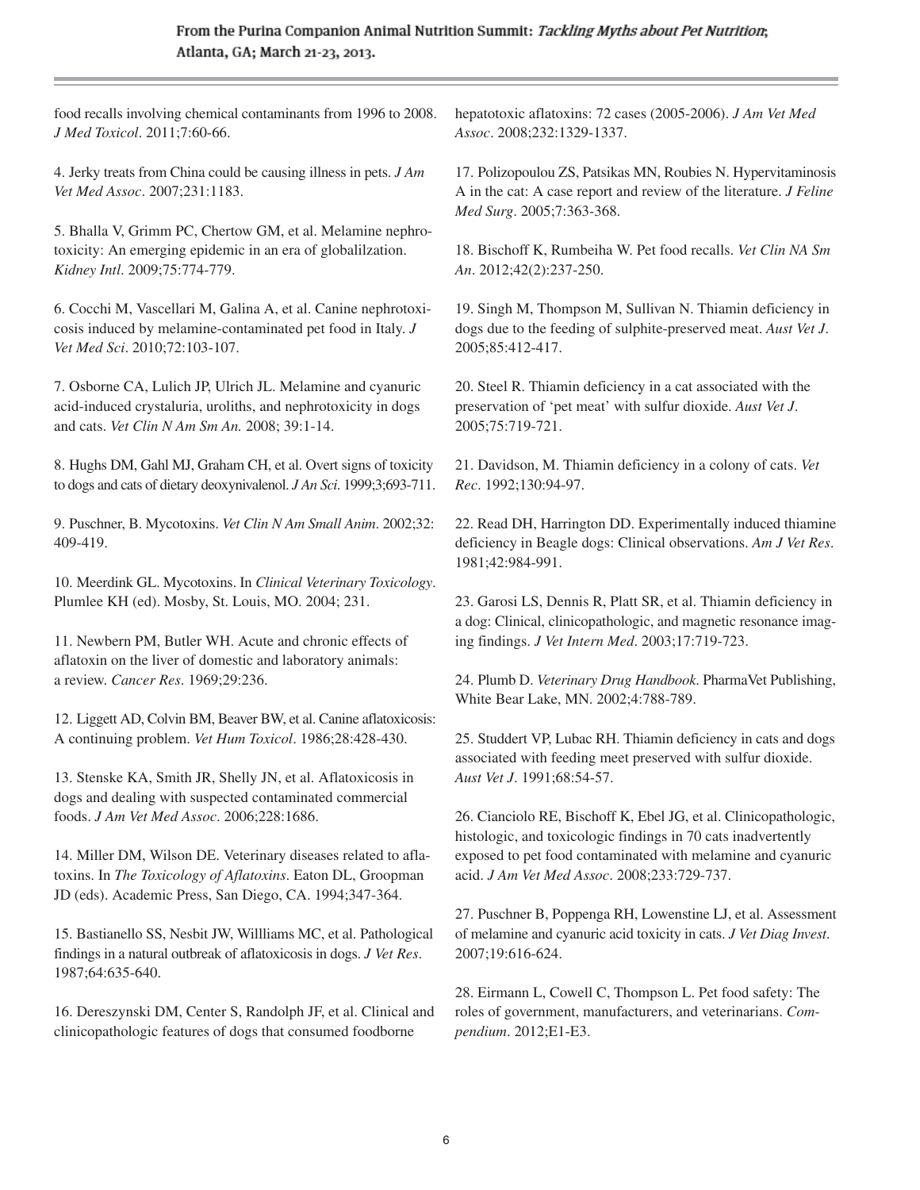food recalls involving chemical contaminants from 1996 to 2008. *J Med Toxicol*. 2011;7:60-66.

4. Jerky treats from China could be causing illness in pets. *J Am Vet Med Assoc*. 2007;231:1183.

5. Bhalla V, Grimm PC, Chertow GM, et al. Melamine nephrotoxicity: An emerging epidemic in an era of globalilzation. *Kidney Intl*. 2009;75:774-779.

6. Cocchi M, Vascellari M, Galina A, et al. Canine nephrotoxicosis induced by melamine-contaminated pet food in Italy. *J Vet Med Sci*. 2010;72:103-107.

7. Osborne CA, Lulich JP, Ulrich JL. Melamine and cyanuric acid-induced crystaluria, uroliths, and nephrotoxicity in dogs and cats. *Vet Clin N Am Sm An.* 2008; 39:1-14.

8. Hughs DM, Gahl MJ, Graham CH, et al. Overt signs of toxicity to dogs and cats of dietary deoxynivalenol. *J An Sci*. 1999;3;693-711.

9. Puschner, B. Mycotoxins. *Vet Clin N Am Small Anim*. 2002;32: 409-419.

10. Meerdink GL. Mycotoxins. In *Clinical Veterinary Toxicology*. Plumlee KH (ed). Mosby, St. Louis, MO. 2004; 231.

11. Newbern PM, Butler WH. Acute and chronic effects of aflatoxin on the liver of domestic and laboratory animals: a review. *Cancer Res*. 1969;29:236.

12. Liggett AD, Colvin BM, Beaver BW, et al. Canine aflatoxicosis: A continuing problem. *Vet Hum Toxicol*. 1986;28:428-430.

13. Stenske KA, Smith JR, Shelly JN, et al. Aflatoxicosis in dogs and dealing with suspected contaminated commercial foods. *J Am Vet Med Assoc*. 2006;228:1686.

14. Miller DM, Wilson DE. Veterinary diseases related to aflatoxins. In *The Toxicology of Aflatoxins*. Eaton DL, Groopman JD (eds). Academic Press, San Diego, CA. 1994;347-364.

15. Bastianello SS, Nesbit JW, Willliams MC, et al. Pathological findings in a natural outbreak of aflatoxicosis in dogs. *J Vet Res*. 1987;64:635-640.

16. Dereszynski DM, Center S, Randolph JF, et al. Clinical and clinicopathologic features of dogs that consumed foodborne hepatotoxic aflatoxins: 72 cases (2005-2006). *J Am Vet Med Assoc*. 2008;232:1329-1337.

17. Polizopoulou ZS, Patsikas MN, Roubies N. Hypervitaminosis A in the cat: A case report and review of the literature. *J Feline Med Surg*. 2005;7:363-368.

18. Bischoff K, Rumbeiha W. Pet food recalls. *Vet Clin NA Sm An*. 2012;42(2):237-250.

19. Singh M, Thompson M, Sullivan N. Thiamin deficiency in dogs due to the feeding of sulphite-preserved meat. *Aust Vet J*. 2005;85:412-417.

20. Steel R. Thiamin deficiency in a cat associated with the preservation of 'pet meat' with sulfur dioxide. *Aust Vet J*. 2005;75:719-721.

21. Davidson, M. Thiamin deficiency in a colony of cats. *Vet Rec*. 1992;130:94-97.

22. Read DH, Harrington DD. Experimentally induced thiamine deficiency in Beagle dogs: Clinical observations. *Am J Vet Res*. 1981;42:984-991.

23. Garosi LS, Dennis R, Platt SR, et al. Thiamin deficiency in a dog: Clinical, clinicopathologic, and magnetic resonance imaging findings. *J Vet Intern Med*. 2003;17:719-723.

24. Plumb D. *Veterinary Drug Handbook*. PharmaVet Publishing, White Bear Lake, MN. 2002;4:788-789.

25. Studdert VP, Lubac RH. Thiamin deficiency in cats and dogs associated with feeding meet preserved with sulfur dioxide. *Aust Vet J*. 1991;68:54-57.

26. Cianciolo RE, Bischoff K, Ebel JG, et al. Clinicopathologic, histologic, and toxicologic findings in 70 cats inadvertently exposed to pet food contaminated with melamine and cyanuric acid. *J Am Vet Med Assoc*. 2008;233:729-737.

27. Puschner B, Poppenga RH, Lowenstine LJ, et al. Assessment of melamine and cyanuric acid toxicity in cats. *J Vet Diag Invest*. 2007;19:616-624.

28. Eirmann L, Cowell C, Thompson L. Pet food safety: The roles of government, manufacturers, and veterinarians. *Compendium*. 2012;E1-E3.